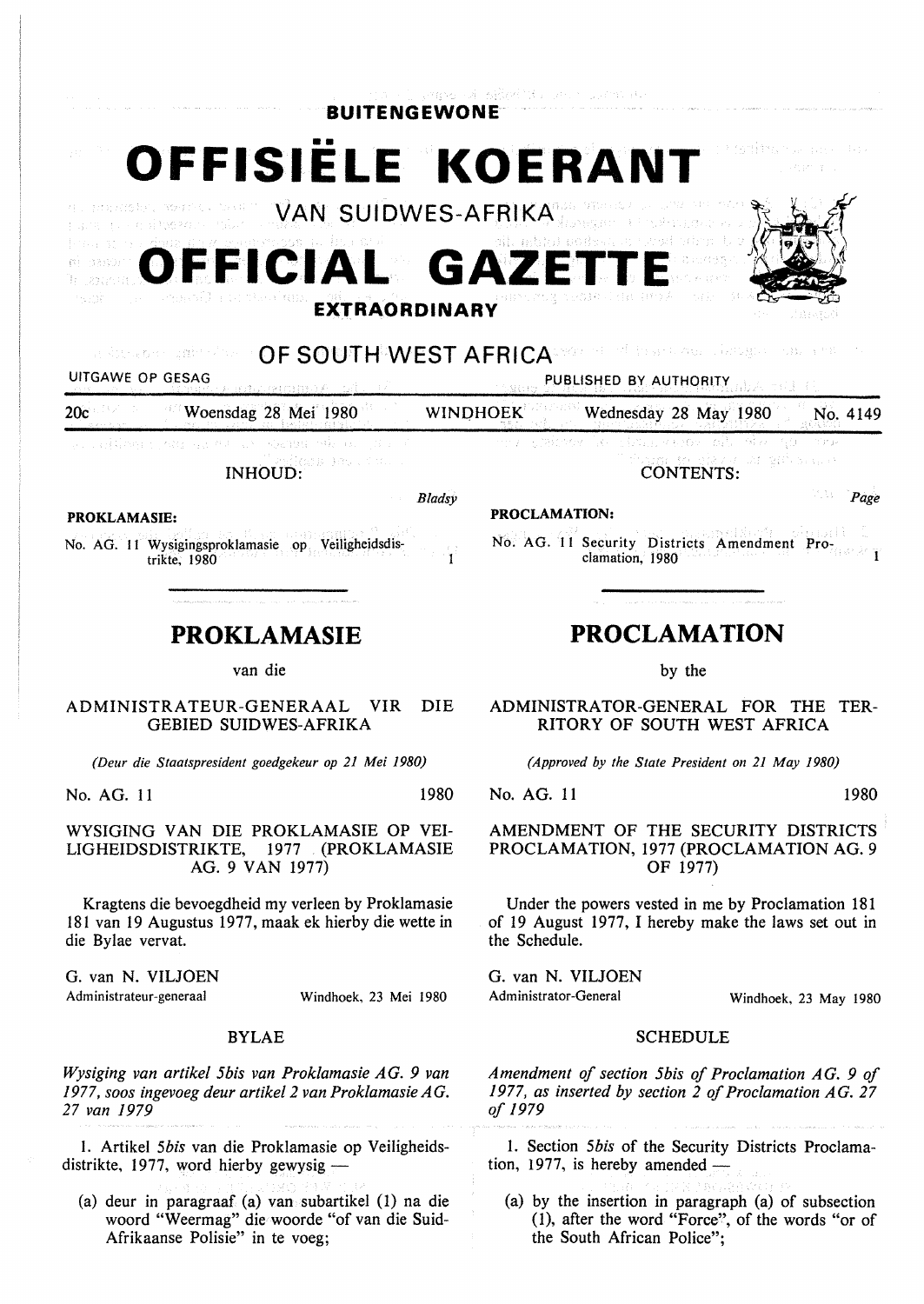**BUITENGEWONE**

# OFFISIËLE KOERANT

VAN SUIDWES-AFRIKA

# OFFICIAL GAZETTE

**EXTRAORDINARY**

OF SOUTH WEST AFRICA

UITGAWE OP GESAG — PUBLISHED BY AUTHORITY

20c — Woensdag 28 Mei 1980 — WINDHOEK — Wednesday 28 May 1980 — No. 4149

INHOUD:

| PROKLAMASIE: | Bladsy |
|---|---|
| No. AG. 11 Wysigingsproklamasie op Veiligheidsdistrikte, 1980 | 1 |

CONTENTS:

| PROCLAMATION: | Page |
|---|---|
| No. AG. 11 Security Districts Amendment Proclamation, 1980 | 1 |

## PROKLAMASIE

van die

ADMINISTRATEUR-GENERAAL VIR DIE GEBIED SUIDWES-AFRIKA

*(Deur die Staatspresident goedgekeur op 21 Mei 1980)*

No. AG. 11 — 1980

WYSIGING VAN DIE PROKLAMASIE OP VEILIGHEIDSDISTRIKTE, 1977 (PROKLAMASIE AG. 9 VAN 1977)

Kragtens die bevoegdheid my verleen by Proklamasie 181 van 19 Augustus 1977, maak ek hierby die wette in die Bylae vervat.

G. van N. VILJOEN
Administrateur-generaal — Windhoek, 23 Mei 1980

BYLAE

*Wysiging van artikel 5bis van Proklamasie AG. 9 van 1977, soos ingevoeg deur artikel 2 van Proklamasie AG. 27 van 1979*

1. Artikel *5bis* van die Proklamasie op Veiligheidsdistrikte, 1977, word hierby gewysig —

(a) deur in paragraaf (a) van subartikel (1) na die woord "Weermag" die woorde "of van die Suid-Afrikaanse Polisie" in te voeg;

## PROCLAMATION

by the

ADMINISTRATOR-GENERAL FOR THE TERRITORY OF SOUTH WEST AFRICA

*(Approved by the State President on 21 May 1980)*

No. AG. 11 — 1980

AMENDMENT OF THE SECURITY DISTRICTS PROCLAMATION, 1977 (PROCLAMATION AG. 9 OF 1977)

Under the powers vested in me by Proclamation 181 of 19 August 1977, I hereby make the laws set out in the Schedule.

G. van N. VILJOEN
Administrator-General — Windhoek, 23 May 1980

SCHEDULE

*Amendment of section 5bis of Proclamation AG. 9 of 1977, as inserted by section 2 of Proclamation AG. 27 of 1979*

1. Section *5bis* of the Security Districts Proclamation, 1977, is hereby amended —

(a) by the insertion in paragraph (a) of subsection (1), after the word "Force", of the words "or of the South African Police";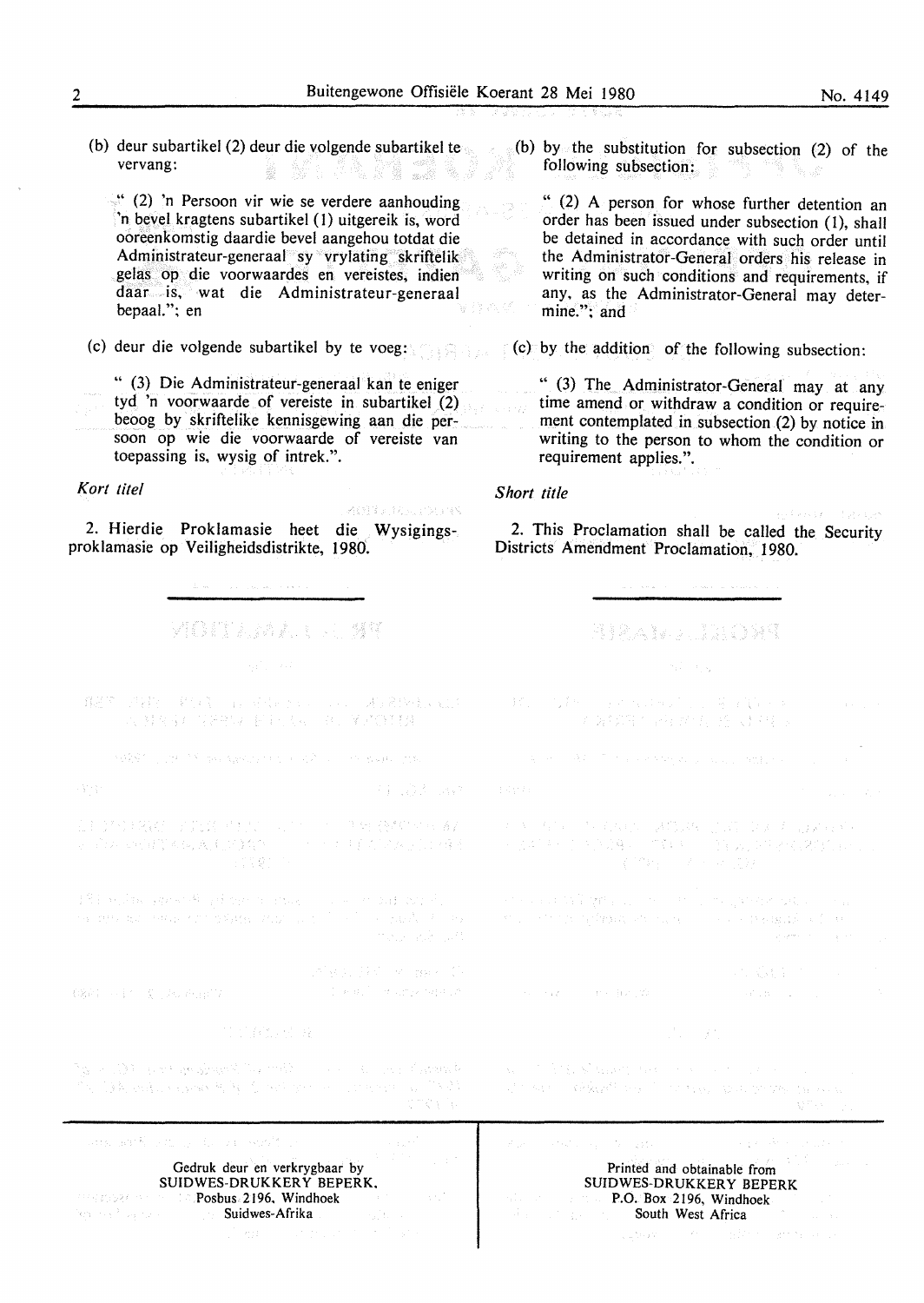(b) deur subartikel (2) deur die volgende subartikel te vervang:

"(2) 'n Persoon vir wie se verdere aanhouding 'n bevel kragtens subartikel (1) uitgereik is, word ooreenkomstig daardie bevel aangehou totdat die Administrateur-generaal sy vrylating skriftelik gelas op die voorwaardes en vereistes, indien daar is, wat die Administrateur-generaal bepaal."; en

(c) deur die volgende subartikel by te voeg:

"(3) Die Administrateur-generaal kan te eniger tyd 'n voorwaarde of vereiste in subartikel (2) beoog by skriftelike kennisgewing aan die persoon op wie die voorwaarde of vereiste van toepassing is, wysig of intrek.".

*Kort titel*

2. Hierdie Proklamasie heet die Wysigingsproklamasie op Veiligheidsdistrikte, 1980.

(b) by the substitution for subsection (2) of the following subsection:

"(2) A person for whose further detention an order has been issued under subsection (1), shall be detained in accordance with such order until the Administrator-General orders his release in writing on such conditions and requirements, if any, as the Administrator-General may determine."; and

(c) by the addition of the following subsection:

"(3) The Administrator-General may at any time amend or withdraw a condition or requirement contemplated in subsection (2) by notice in writing to the person to whom the condition or requirement applies.".

*Short title*

2. This Proclamation shall be called the Security Districts Amendment Proclamation, 1980.

---

Gedruk deur en verkrygbaar by
SUIDWES-DRUKKERY BEPERK,
Posbus 2196, Windhoek
Suidwes-Afrika

Printed and obtainable from
SUIDWES-DRUKKERY BEPERK
P.O. Box 2196, Windhoek
South West Africa